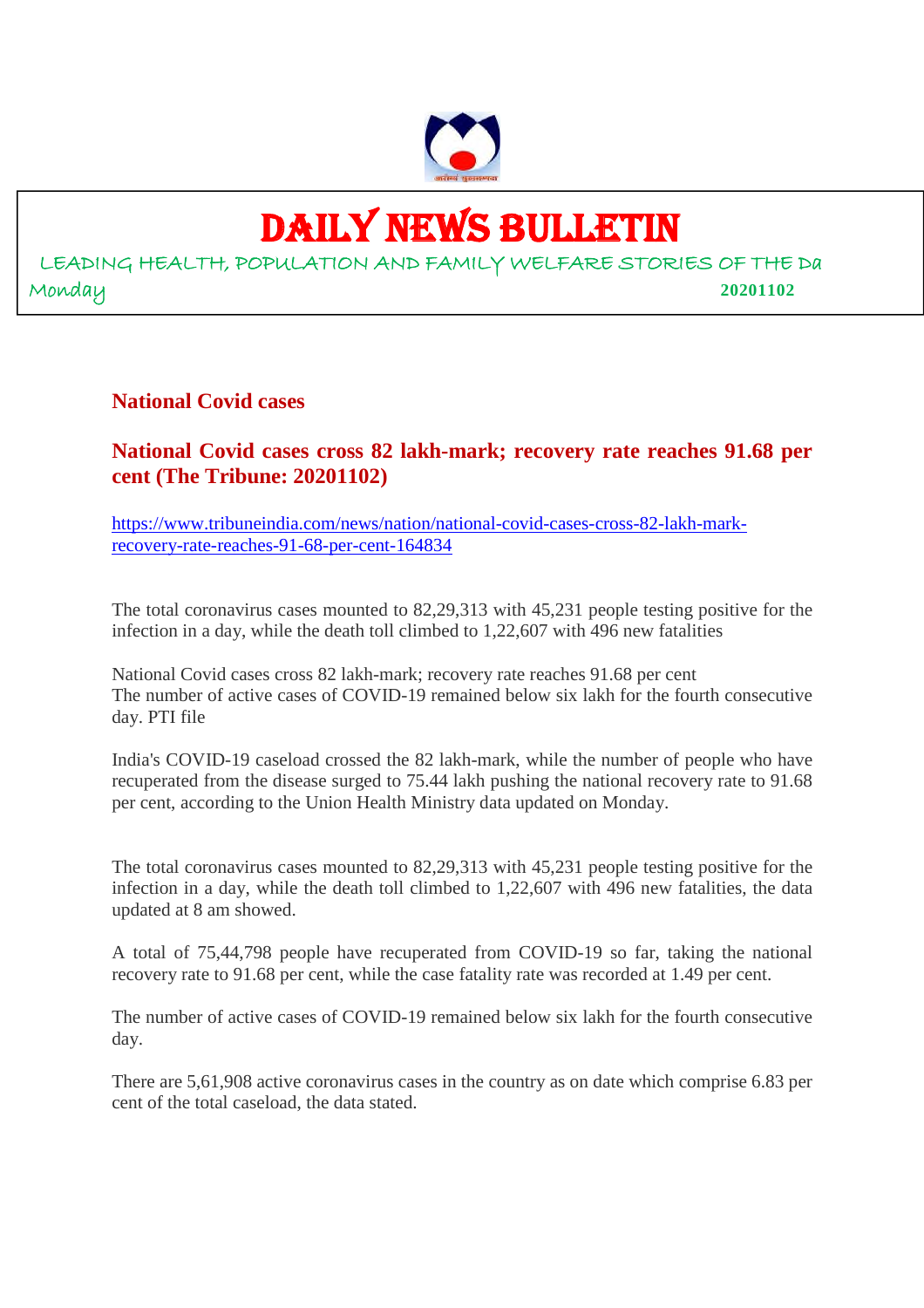# DAILY NEWS BULLETIN

LEADING HEALTH, POPULATION AND FAMILY WELFARE STORIES OF THE Da

Monday **20201102**

## National Covid cases

### National Covid cases cross 82 lakh-mark; recovery rate reaches 91.68 per cent (The Tribune: 20201102)

https://www.tribuneindia.com/news/nation/national-covid-cases-cross-82-lakh-mark-recovery-rate-reaches-91-68-per-cent-164834

The total coronavirus cases mounted to 82,29,313 with 45,231 people testing positive for the infection in a day, while the death toll climbed to 1,22,607 with 496 new fatalities

National Covid cases cross 82 lakh-mark; recovery rate reaches 91.68 per cent
The number of active cases of COVID-19 remained below six lakh for the fourth consecutive day. PTI file

India's COVID-19 caseload crossed the 82 lakh-mark, while the number of people who have recuperated from the disease surged to 75.44 lakh pushing the national recovery rate to 91.68 per cent, according to the Union Health Ministry data updated on Monday.

The total coronavirus cases mounted to 82,29,313 with 45,231 people testing positive for the infection in a day, while the death toll climbed to 1,22,607 with 496 new fatalities, the data updated at 8 am showed.

A total of 75,44,798 people have recuperated from COVID-19 so far, taking the national recovery rate to 91.68 per cent, while the case fatality rate was recorded at 1.49 per cent.

The number of active cases of COVID-19 remained below six lakh for the fourth consecutive day.

There are 5,61,908 active coronavirus cases in the country as on date which comprise 6.83 per cent of the total caseload, the data stated.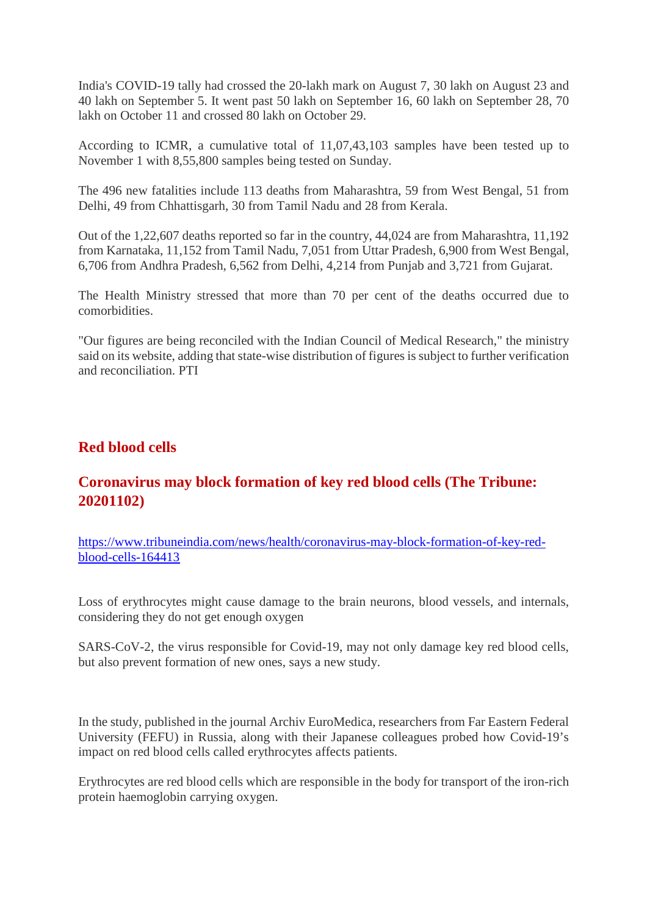India's COVID-19 tally had crossed the 20-lakh mark on August 7, 30 lakh on August 23 and 40 lakh on September 5. It went past 50 lakh on September 16, 60 lakh on September 28, 70 lakh on October 11 and crossed 80 lakh on October 29.

According to ICMR, a cumulative total of 11,07,43,103 samples have been tested up to November 1 with 8,55,800 samples being tested on Sunday.

The 496 new fatalities include 113 deaths from Maharashtra, 59 from West Bengal, 51 from Delhi, 49 from Chhattisgarh, 30 from Tamil Nadu and 28 from Kerala.

Out of the 1,22,607 deaths reported so far in the country, 44,024 are from Maharashtra, 11,192 from Karnataka, 11,152 from Tamil Nadu, 7,051 from Uttar Pradesh, 6,900 from West Bengal, 6,706 from Andhra Pradesh, 6,562 from Delhi, 4,214 from Punjab and 3,721 from Gujarat.

The Health Ministry stressed that more than 70 per cent of the deaths occurred due to comorbidities.

"Our figures are being reconciled with the Indian Council of Medical Research," the ministry said on its website, adding that state-wise distribution of figures is subject to further verification and reconciliation. PTI

## Red blood cells

## Coronavirus may block formation of key red blood cells (The Tribune: 20201102)

https://www.tribuneindia.com/news/health/coronavirus-may-block-formation-of-key-red-blood-cells-164413

Loss of erythrocytes might cause damage to the brain neurons, blood vessels, and internals, considering they do not get enough oxygen

SARS-CoV-2, the virus responsible for Covid-19, may not only damage key red blood cells, but also prevent formation of new ones, says a new study.

In the study, published in the journal Archiv EuroMedica, researchers from Far Eastern Federal University (FEFU) in Russia, along with their Japanese colleagues probed how Covid-19's impact on red blood cells called erythrocytes affects patients.

Erythrocytes are red blood cells which are responsible in the body for transport of the iron-rich protein haemoglobin carrying oxygen.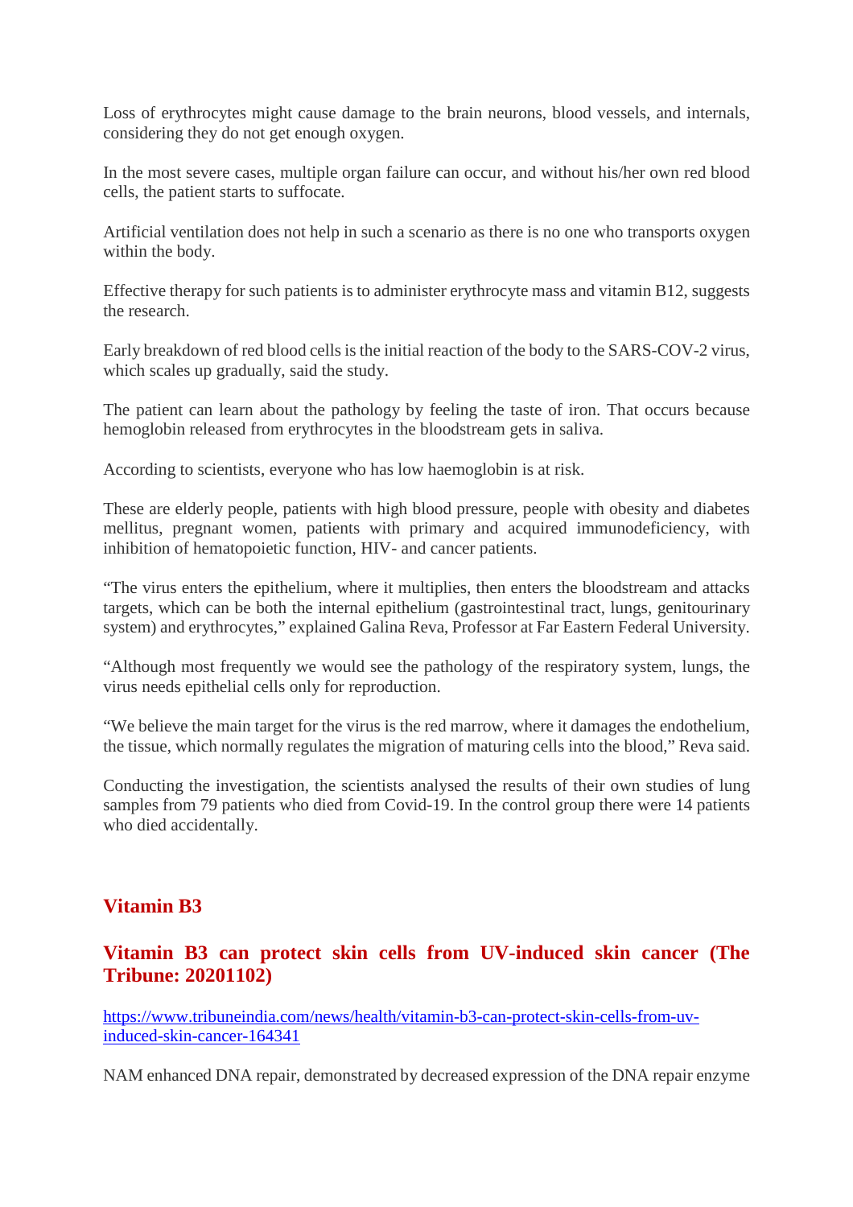Loss of erythrocytes might cause damage to the brain neurons, blood vessels, and internals, considering they do not get enough oxygen.

In the most severe cases, multiple organ failure can occur, and without his/her own red blood cells, the patient starts to suffocate.

Artificial ventilation does not help in such a scenario as there is no one who transports oxygen within the body.

Effective therapy for such patients is to administer erythrocyte mass and vitamin B12, suggests the research.

Early breakdown of red blood cells is the initial reaction of the body to the SARS-COV-2 virus, which scales up gradually, said the study.

The patient can learn about the pathology by feeling the taste of iron. That occurs because hemoglobin released from erythrocytes in the bloodstream gets in saliva.

According to scientists, everyone who has low haemoglobin is at risk.

These are elderly people, patients with high blood pressure, people with obesity and diabetes mellitus, pregnant women, patients with primary and acquired immunodeficiency, with inhibition of hematopoietic function, HIV- and cancer patients.

"The virus enters the epithelium, where it multiplies, then enters the bloodstream and attacks targets, which can be both the internal epithelium (gastrointestinal tract, lungs, genitourinary system) and erythrocytes," explained Galina Reva, Professor at Far Eastern Federal University.

"Although most frequently we would see the pathology of the respiratory system, lungs, the virus needs epithelial cells only for reproduction.

"We believe the main target for the virus is the red marrow, where it damages the endothelium, the tissue, which normally regulates the migration of maturing cells into the blood," Reva said.

Conducting the investigation, the scientists analysed the results of their own studies of lung samples from 79 patients who died from Covid-19. In the control group there were 14 patients who died accidentally.

## Vitamin B3

### Vitamin B3 can protect skin cells from UV-induced skin cancer (The Tribune: 20201102)

https://www.tribuneindia.com/news/health/vitamin-b3-can-protect-skin-cells-from-uv-induced-skin-cancer-164341

NAM enhanced DNA repair, demonstrated by decreased expression of the DNA repair enzyme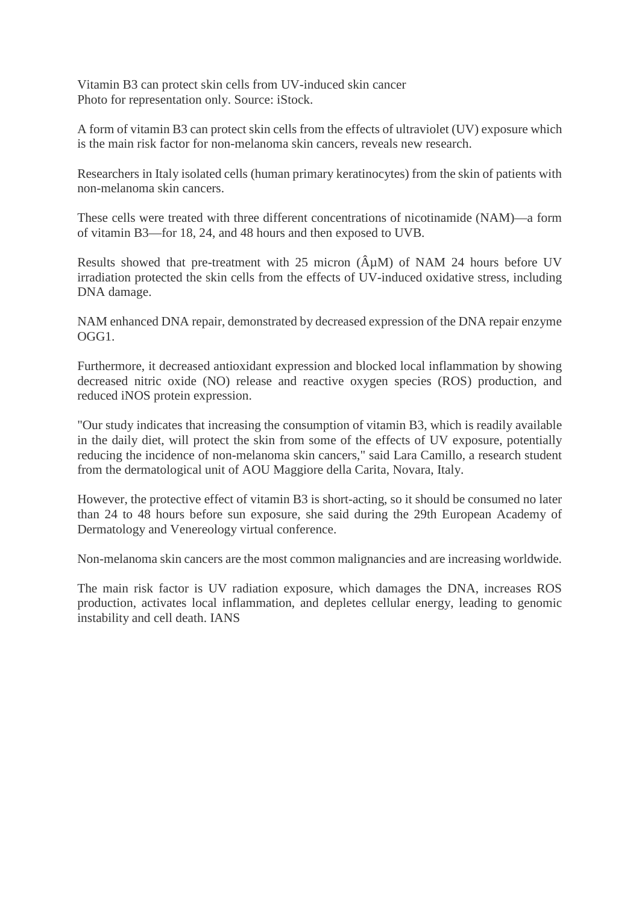# Vitamin B3 can protect skin cells from UV-induced skin cancer

Photo for representation only. Source: iStock.

A form of vitamin B3 can protect skin cells from the effects of ultraviolet (UV) exposure which is the main risk factor for non-melanoma skin cancers, reveals new research.

Researchers in Italy isolated cells (human primary keratinocytes) from the skin of patients with non-melanoma skin cancers.

These cells were treated with three different concentrations of nicotinamide (NAM)—a form of vitamin B3—for 18, 24, and 48 hours and then exposed to UVB.

Results showed that pre-treatment with 25 micron (ÂµM) of NAM 24 hours before UV irradiation protected the skin cells from the effects of UV-induced oxidative stress, including DNA damage.

NAM enhanced DNA repair, demonstrated by decreased expression of the DNA repair enzyme OGG1.

Furthermore, it decreased antioxidant expression and blocked local inflammation by showing decreased nitric oxide (NO) release and reactive oxygen species (ROS) production, and reduced iNOS protein expression.

"Our study indicates that increasing the consumption of vitamin B3, which is readily available in the daily diet, will protect the skin from some of the effects of UV exposure, potentially reducing the incidence of non-melanoma skin cancers," said Lara Camillo, a research student from the dermatological unit of AOU Maggiore della Carita, Novara, Italy.

However, the protective effect of vitamin B3 is short-acting, so it should be consumed no later than 24 to 48 hours before sun exposure, she said during the 29th European Academy of Dermatology and Venereology virtual conference.

Non-melanoma skin cancers are the most common malignancies and are increasing worldwide.

The main risk factor is UV radiation exposure, which damages the DNA, increases ROS production, activates local inflammation, and depletes cellular energy, leading to genomic instability and cell death. IANS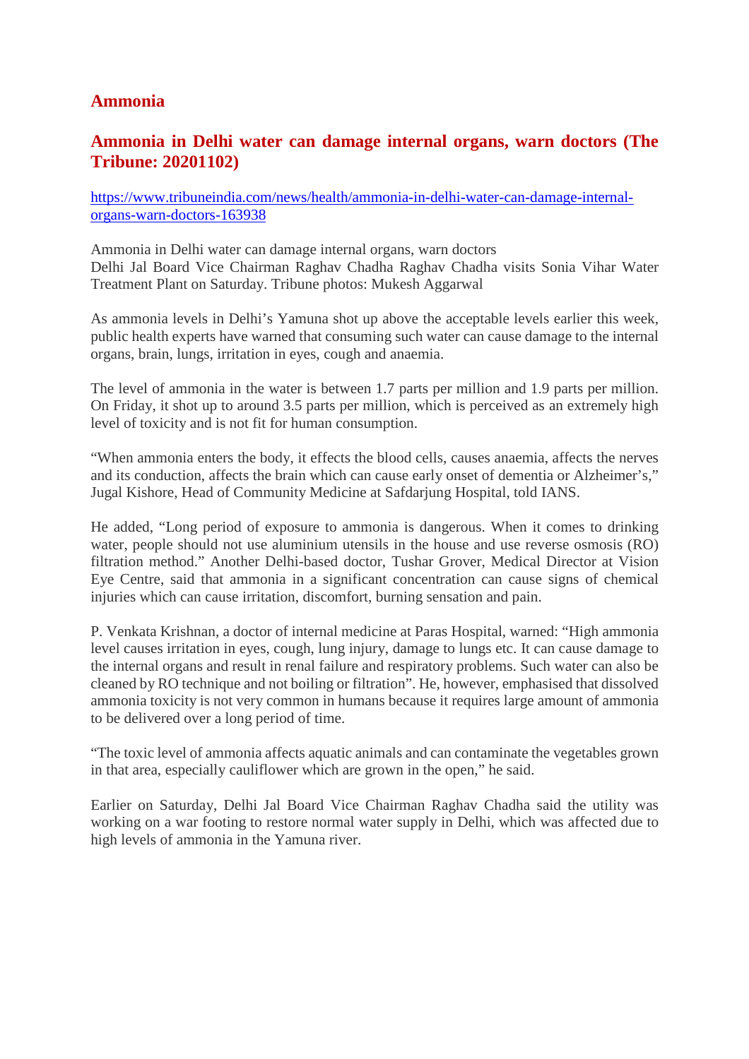# Ammonia

## Ammonia in Delhi water can damage internal organs, warn doctors (The Tribune: 20201102)

https://www.tribuneindia.com/news/health/ammonia-in-delhi-water-can-damage-internal-organs-warn-doctors-163938

Ammonia in Delhi water can damage internal organs, warn doctors
Delhi Jal Board Vice Chairman Raghav Chadha Raghav Chadha visits Sonia Vihar Water Treatment Plant on Saturday. Tribune photos: Mukesh Aggarwal

As ammonia levels in Delhi's Yamuna shot up above the acceptable levels earlier this week, public health experts have warned that consuming such water can cause damage to the internal organs, brain, lungs, irritation in eyes, cough and anaemia.

The level of ammonia in the water is between 1.7 parts per million and 1.9 parts per million. On Friday, it shot up to around 3.5 parts per million, which is perceived as an extremely high level of toxicity and is not fit for human consumption.

"When ammonia enters the body, it effects the blood cells, causes anaemia, affects the nerves and its conduction, affects the brain which can cause early onset of dementia or Alzheimer's," Jugal Kishore, Head of Community Medicine at Safdarjung Hospital, told IANS.

He added, "Long period of exposure to ammonia is dangerous. When it comes to drinking water, people should not use aluminium utensils in the house and use reverse osmosis (RO) filtration method." Another Delhi-based doctor, Tushar Grover, Medical Director at Vision Eye Centre, said that ammonia in a significant concentration can cause signs of chemical injuries which can cause irritation, discomfort, burning sensation and pain.

P. Venkata Krishnan, a doctor of internal medicine at Paras Hospital, warned: "High ammonia level causes irritation in eyes, cough, lung injury, damage to lungs etc. It can cause damage to the internal organs and result in renal failure and respiratory problems. Such water can also be cleaned by RO technique and not boiling or filtration". He, however, emphasised that dissolved ammonia toxicity is not very common in humans because it requires large amount of ammonia to be delivered over a long period of time.

"The toxic level of ammonia affects aquatic animals and can contaminate the vegetables grown in that area, especially cauliflower which are grown in the open," he said.

Earlier on Saturday, Delhi Jal Board Vice Chairman Raghav Chadha said the utility was working on a war footing to restore normal water supply in Delhi, which was affected due to high levels of ammonia in the Yamuna river.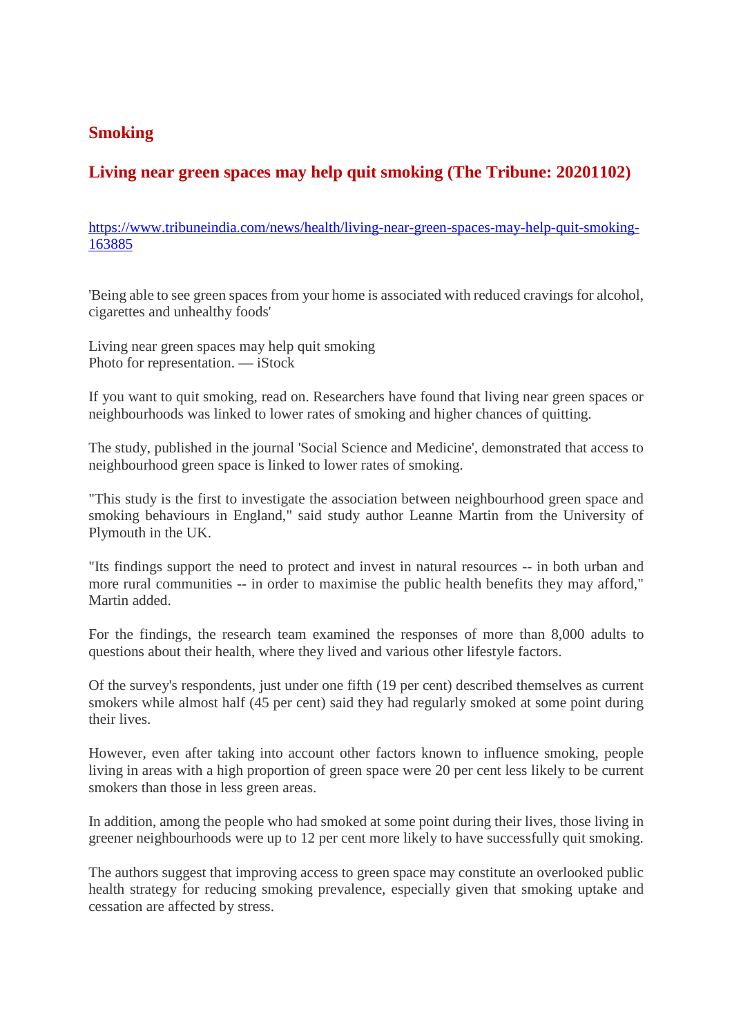## Smoking

## Living near green spaces may help quit smoking (The Tribune: 20201102)

https://www.tribuneindia.com/news/health/living-near-green-spaces-may-help-quit-smoking-163885

'Being able to see green spaces from your home is associated with reduced cravings for alcohol, cigarettes and unhealthy foods'

Living near green spaces may help quit smoking
Photo for representation. — iStock

If you want to quit smoking, read on. Researchers have found that living near green spaces or neighbourhoods was linked to lower rates of smoking and higher chances of quitting.

The study, published in the journal 'Social Science and Medicine', demonstrated that access to neighbourhood green space is linked to lower rates of smoking.

"This study is the first to investigate the association between neighbourhood green space and smoking behaviours in England," said study author Leanne Martin from the University of Plymouth in the UK.

"Its findings support the need to protect and invest in natural resources -- in both urban and more rural communities -- in order to maximise the public health benefits they may afford," Martin added.

For the findings, the research team examined the responses of more than 8,000 adults to questions about their health, where they lived and various other lifestyle factors.

Of the survey's respondents, just under one fifth (19 per cent) described themselves as current smokers while almost half (45 per cent) said they had regularly smoked at some point during their lives.

However, even after taking into account other factors known to influence smoking, people living in areas with a high proportion of green space were 20 per cent less likely to be current smokers than those in less green areas.

In addition, among the people who had smoked at some point during their lives, those living in greener neighbourhoods were up to 12 per cent more likely to have successfully quit smoking.

The authors suggest that improving access to green space may constitute an overlooked public health strategy for reducing smoking prevalence, especially given that smoking uptake and cessation are affected by stress.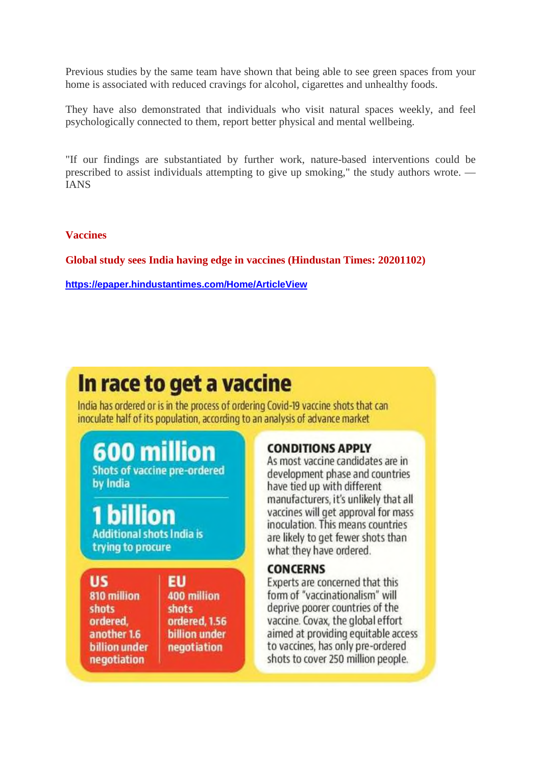Previous studies by the same team have shown that being able to see green spaces from your home is associated with reduced cravings for alcohol, cigarettes and unhealthy foods.

They have also demonstrated that individuals who visit natural spaces weekly, and feel psychologically connected to them, report better physical and mental wellbeing.

"If our findings are substantiated by further work, nature-based interventions could be prescribed to assist individuals attempting to give up smoking," the study authors wrote. — IANS

## Vaccines

### Global study sees India having edge in vaccines (Hindustan Times: 20201102)

https://epaper.hindustantimes.com/Home/ArticleView

# In race to get a vaccine

India has ordered or is in the process of ordering Covid-19 vaccine shots that can inoculate half of its population, according to an analysis of advance market

**600 million**
Shots of vaccine pre-ordered by India

**1 billion**
Additional shots India is trying to procure

**US**
810 million shots ordered, another 1.6 billion under negotiation

**EU**
400 million shots ordered, 1.56 billion under negotiation

**CONDITIONS APPLY**
As most vaccine candidates are in development phase and countries have tied up with different manufacturers, it's unlikely that all vaccines will get approval for mass inoculation. This means countries are likely to get fewer shots than what they have ordered.

**CONCERNS**
Experts are concerned that this form of "vaccinationalism" will deprive poorer countries of the vaccine. Covax, the global effort aimed at providing equitable access to vaccines, has only pre-ordered shots to cover 250 million people.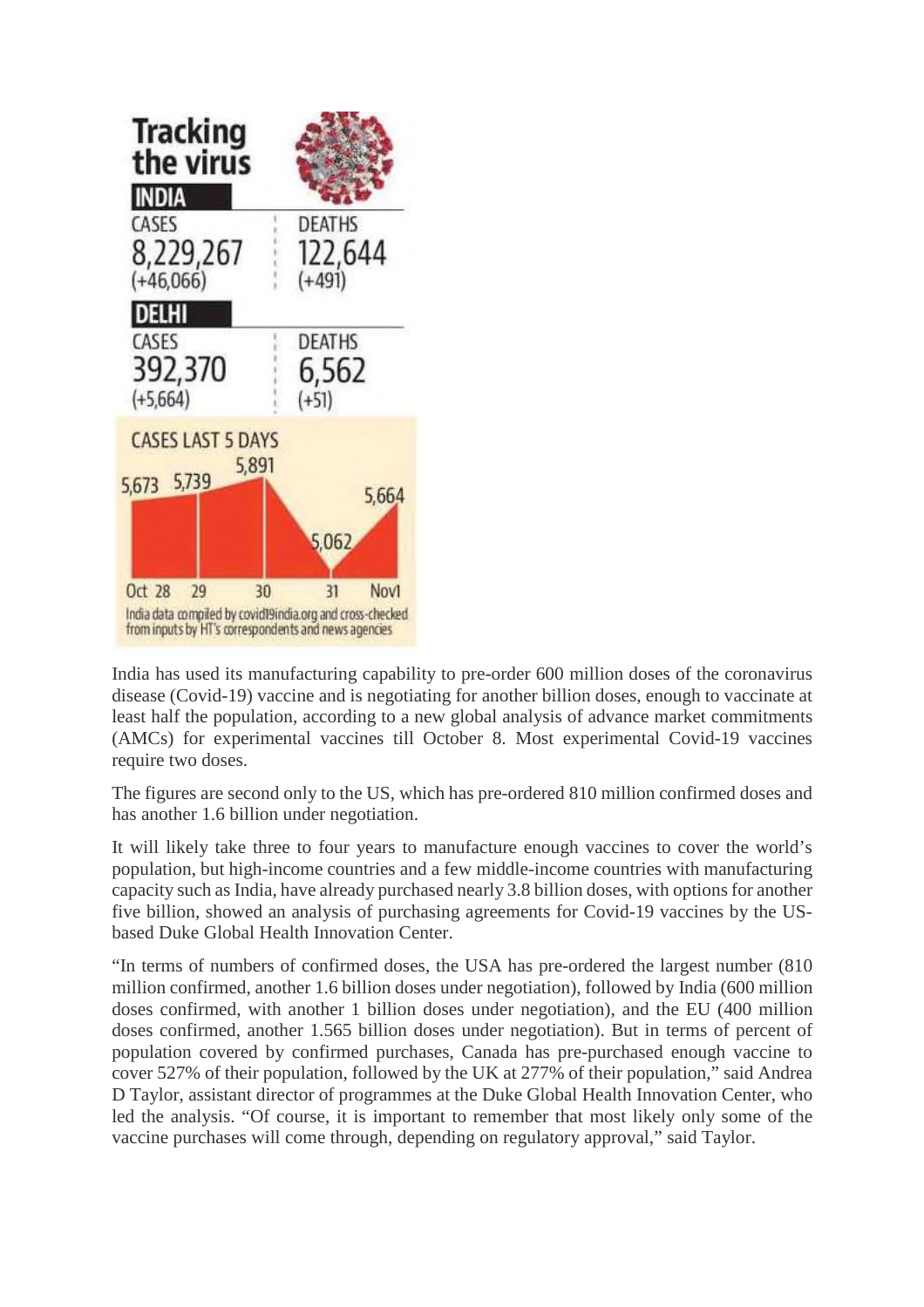## Tracking the virus

**INDIA**

| CASES | DEATHS |
|---|---|
| 8,229,267 (+46,066) | 122,644 (+491) |

**DELHI**

| CASES | DEATHS |
|---|---|
| 392,370 (+5,664) | 6,562 (+51) |

**CASES LAST 5 DAYS**

| Oct 28 | 29 | 30 | 31 | Nov1 |
|---|---|---|---|---|
| 5,673 | 5,739 | 5,891 | 5,062 | 5,664 |

India data compiled by covid19india.org and cross-checked from inputs by HT's correspondents and news agencies

India has used its manufacturing capability to pre-order 600 million doses of the coronavirus disease (Covid-19) vaccine and is negotiating for another billion doses, enough to vaccinate at least half the population, according to a new global analysis of advance market commitments (AMCs) for experimental vaccines till October 8. Most experimental Covid-19 vaccines require two doses.

The figures are second only to the US, which has pre-ordered 810 million confirmed doses and has another 1.6 billion under negotiation.

It will likely take three to four years to manufacture enough vaccines to cover the world's population, but high-income countries and a few middle-income countries with manufacturing capacity such as India, have already purchased nearly 3.8 billion doses, with options for another five billion, showed an analysis of purchasing agreements for Covid-19 vaccines by the US-based Duke Global Health Innovation Center.

"In terms of numbers of confirmed doses, the USA has pre-ordered the largest number (810 million confirmed, another 1.6 billion doses under negotiation), followed by India (600 million doses confirmed, with another 1 billion doses under negotiation), and the EU (400 million doses confirmed, another 1.565 billion doses under negotiation). But in terms of percent of population covered by confirmed purchases, Canada has pre-purchased enough vaccine to cover 527% of their population, followed by the UK at 277% of their population," said Andrea D Taylor, assistant director of programmes at the Duke Global Health Innovation Center, who led the analysis. "Of course, it is important to remember that most likely only some of the vaccine purchases will come through, depending on regulatory approval," said Taylor.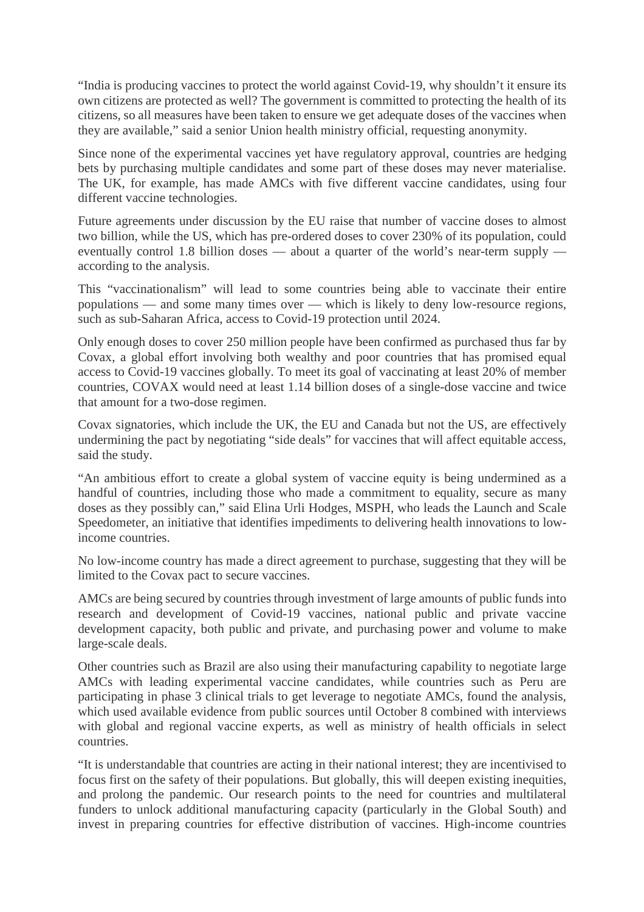"India is producing vaccines to protect the world against Covid-19, why shouldn't it ensure its own citizens are protected as well? The government is committed to protecting the health of its citizens, so all measures have been taken to ensure we get adequate doses of the vaccines when they are available," said a senior Union health ministry official, requesting anonymity.

Since none of the experimental vaccines yet have regulatory approval, countries are hedging bets by purchasing multiple candidates and some part of these doses may never materialise. The UK, for example, has made AMCs with five different vaccine candidates, using four different vaccine technologies.

Future agreements under discussion by the EU raise that number of vaccine doses to almost two billion, while the US, which has pre-ordered doses to cover 230% of its population, could eventually control 1.8 billion doses — about a quarter of the world's near-term supply — according to the analysis.

This "vaccinationalism" will lead to some countries being able to vaccinate their entire populations — and some many times over — which is likely to deny low-resource regions, such as sub-Saharan Africa, access to Covid-19 protection until 2024.

Only enough doses to cover 250 million people have been confirmed as purchased thus far by Covax, a global effort involving both wealthy and poor countries that has promised equal access to Covid-19 vaccines globally. To meet its goal of vaccinating at least 20% of member countries, COVAX would need at least 1.14 billion doses of a single-dose vaccine and twice that amount for a two-dose regimen.

Covax signatories, which include the UK, the EU and Canada but not the US, are effectively undermining the pact by negotiating "side deals" for vaccines that will affect equitable access, said the study.

"An ambitious effort to create a global system of vaccine equity is being undermined as a handful of countries, including those who made a commitment to equality, secure as many doses as they possibly can," said Elina Urli Hodges, MSPH, who leads the Launch and Scale Speedometer, an initiative that identifies impediments to delivering health innovations to low-income countries.

No low-income country has made a direct agreement to purchase, suggesting that they will be limited to the Covax pact to secure vaccines.

AMCs are being secured by countries through investment of large amounts of public funds into research and development of Covid-19 vaccines, national public and private vaccine development capacity, both public and private, and purchasing power and volume to make large-scale deals.

Other countries such as Brazil are also using their manufacturing capability to negotiate large AMCs with leading experimental vaccine candidates, while countries such as Peru are participating in phase 3 clinical trials to get leverage to negotiate AMCs, found the analysis, which used available evidence from public sources until October 8 combined with interviews with global and regional vaccine experts, as well as ministry of health officials in select countries.

"It is understandable that countries are acting in their national interest; they are incentivised to focus first on the safety of their populations. But globally, this will deepen existing inequities, and prolong the pandemic. Our research points to the need for countries and multilateral funders to unlock additional manufacturing capacity (particularly in the Global South) and invest in preparing countries for effective distribution of vaccines. High-income countries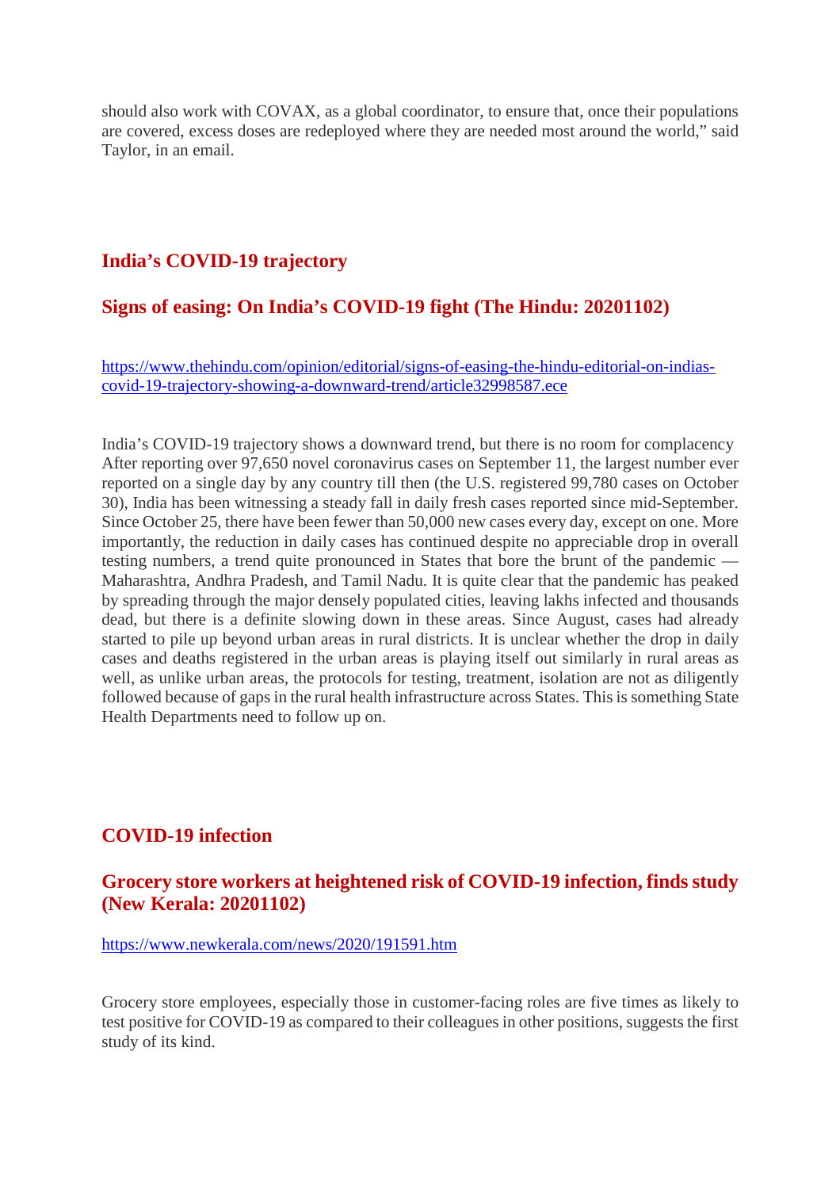should also work with COVAX, as a global coordinator, to ensure that, once their populations are covered, excess doses are redeployed where they are needed most around the world," said Taylor, in an email.

## India's COVID-19 trajectory

## Signs of easing: On India's COVID-19 fight (The Hindu: 20201102)

https://www.thehindu.com/opinion/editorial/signs-of-easing-the-hindu-editorial-on-indias-covid-19-trajectory-showing-a-downward-trend/article32998587.ece

India's COVID-19 trajectory shows a downward trend, but there is no room for complacency After reporting over 97,650 novel coronavirus cases on September 11, the largest number ever reported on a single day by any country till then (the U.S. registered 99,780 cases on October 30), India has been witnessing a steady fall in daily fresh cases reported since mid-September. Since October 25, there have been fewer than 50,000 new cases every day, except on one. More importantly, the reduction in daily cases has continued despite no appreciable drop in overall testing numbers, a trend quite pronounced in States that bore the brunt of the pandemic — Maharashtra, Andhra Pradesh, and Tamil Nadu. It is quite clear that the pandemic has peaked by spreading through the major densely populated cities, leaving lakhs infected and thousands dead, but there is a definite slowing down in these areas. Since August, cases had already started to pile up beyond urban areas in rural districts. It is unclear whether the drop in daily cases and deaths registered in the urban areas is playing itself out similarly in rural areas as well, as unlike urban areas, the protocols for testing, treatment, isolation are not as diligently followed because of gaps in the rural health infrastructure across States. This is something State Health Departments need to follow up on.

## COVID-19 infection

## Grocery store workers at heightened risk of COVID-19 infection, finds study (New Kerala: 20201102)

https://www.newkerala.com/news/2020/191591.htm

Grocery store employees, especially those in customer-facing roles are five times as likely to test positive for COVID-19 as compared to their colleagues in other positions, suggests the first study of its kind.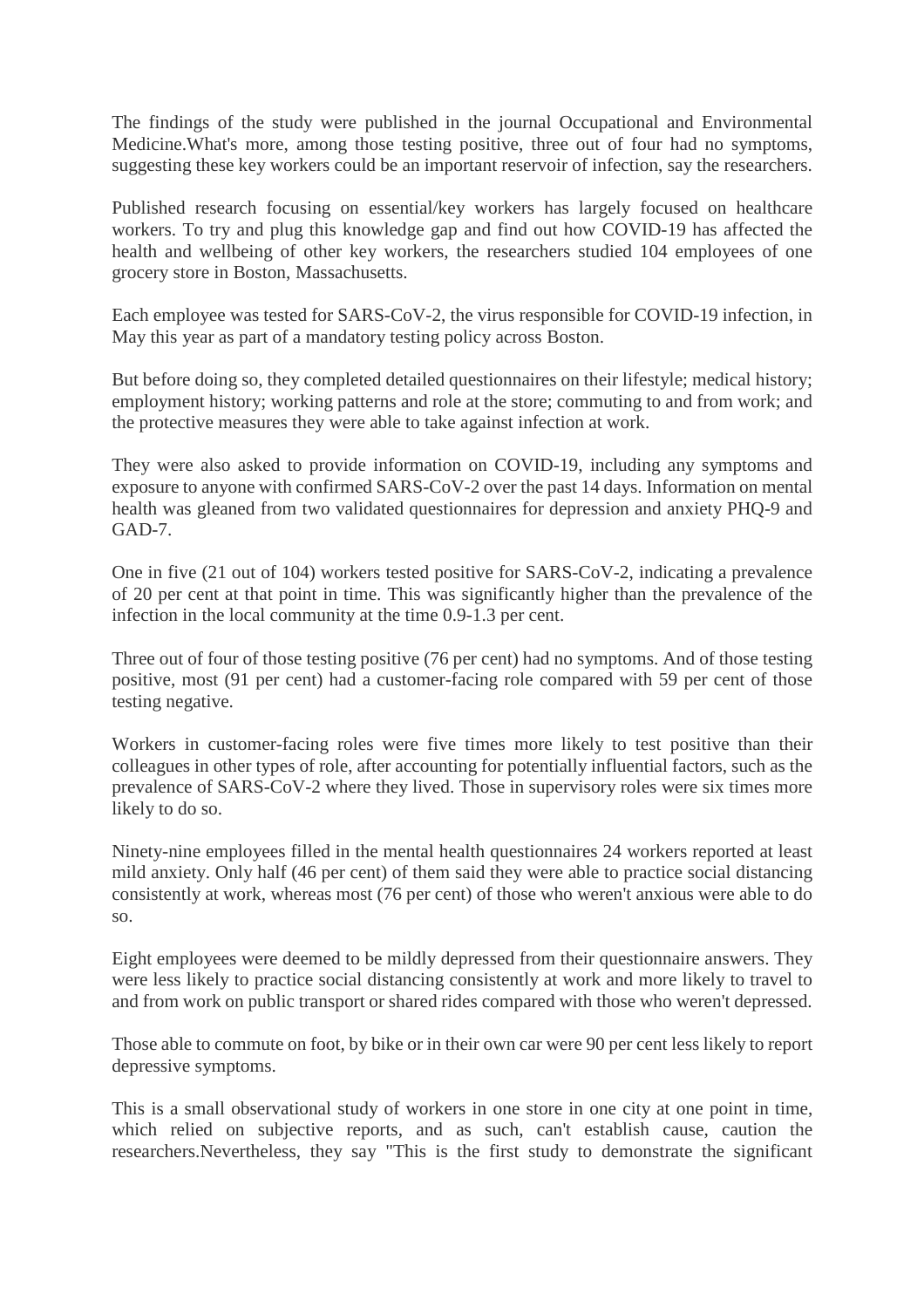The findings of the study were published in the journal Occupational and Environmental Medicine.What's more, among those testing positive, three out of four had no symptoms, suggesting these key workers could be an important reservoir of infection, say the researchers.

Published research focusing on essential/key workers has largely focused on healthcare workers. To try and plug this knowledge gap and find out how COVID-19 has affected the health and wellbeing of other key workers, the researchers studied 104 employees of one grocery store in Boston, Massachusetts.

Each employee was tested for SARS-CoV-2, the virus responsible for COVID-19 infection, in May this year as part of a mandatory testing policy across Boston.

But before doing so, they completed detailed questionnaires on their lifestyle; medical history; employment history; working patterns and role at the store; commuting to and from work; and the protective measures they were able to take against infection at work.

They were also asked to provide information on COVID-19, including any symptoms and exposure to anyone with confirmed SARS-CoV-2 over the past 14 days. Information on mental health was gleaned from two validated questionnaires for depression and anxiety PHQ-9 and GAD-7.

One in five (21 out of 104) workers tested positive for SARS-CoV-2, indicating a prevalence of 20 per cent at that point in time. This was significantly higher than the prevalence of the infection in the local community at the time 0.9-1.3 per cent.

Three out of four of those testing positive (76 per cent) had no symptoms. And of those testing positive, most (91 per cent) had a customer-facing role compared with 59 per cent of those testing negative.

Workers in customer-facing roles were five times more likely to test positive than their colleagues in other types of role, after accounting for potentially influential factors, such as the prevalence of SARS-CoV-2 where they lived. Those in supervisory roles were six times more likely to do so.

Ninety-nine employees filled in the mental health questionnaires 24 workers reported at least mild anxiety. Only half (46 per cent) of them said they were able to practice social distancing consistently at work, whereas most (76 per cent) of those who weren't anxious were able to do so.

Eight employees were deemed to be mildly depressed from their questionnaire answers. They were less likely to practice social distancing consistently at work and more likely to travel to and from work on public transport or shared rides compared with those who weren't depressed.

Those able to commute on foot, by bike or in their own car were 90 per cent less likely to report depressive symptoms.

This is a small observational study of workers in one store in one city at one point in time, which relied on subjective reports, and as such, can't establish cause, caution the researchers.Nevertheless, they say "This is the first study to demonstrate the significant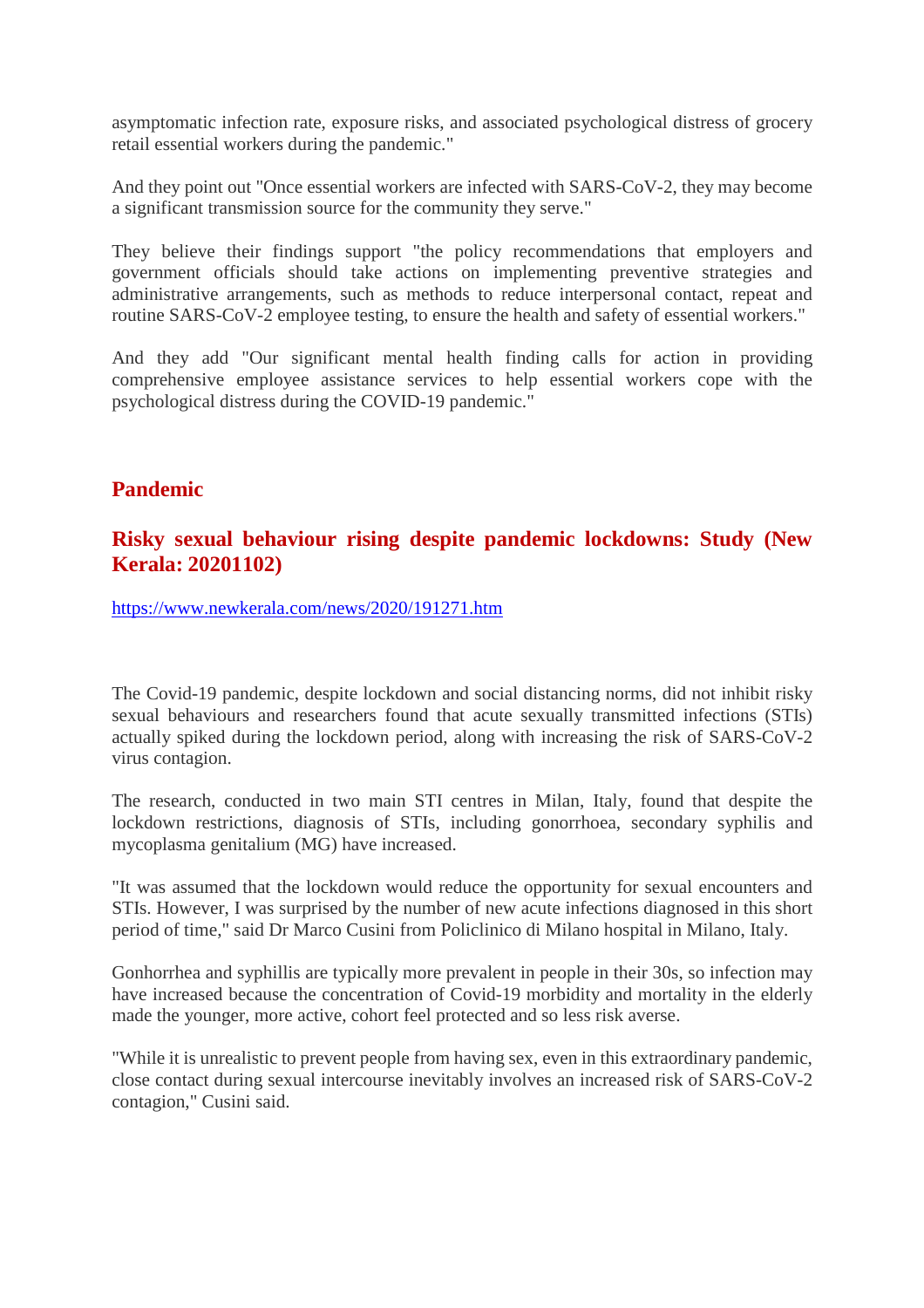asymptomatic infection rate, exposure risks, and associated psychological distress of grocery retail essential workers during the pandemic."

And they point out "Once essential workers are infected with SARS-CoV-2, they may become a significant transmission source for the community they serve."

They believe their findings support "the policy recommendations that employers and government officials should take actions on implementing preventive strategies and administrative arrangements, such as methods to reduce interpersonal contact, repeat and routine SARS-CoV-2 employee testing, to ensure the health and safety of essential workers."

And they add "Our significant mental health finding calls for action in providing comprehensive employee assistance services to help essential workers cope with the psychological distress during the COVID-19 pandemic."

## Pandemic

### Risky sexual behaviour rising despite pandemic lockdowns: Study (New Kerala: 20201102)

https://www.newkerala.com/news/2020/191271.htm

The Covid-19 pandemic, despite lockdown and social distancing norms, did not inhibit risky sexual behaviours and researchers found that acute sexually transmitted infections (STIs) actually spiked during the lockdown period, along with increasing the risk of SARS-CoV-2 virus contagion.

The research, conducted in two main STI centres in Milan, Italy, found that despite the lockdown restrictions, diagnosis of STIs, including gonorrhoea, secondary syphilis and mycoplasma genitalium (MG) have increased.

"It was assumed that the lockdown would reduce the opportunity for sexual encounters and STIs. However, I was surprised by the number of new acute infections diagnosed in this short period of time," said Dr Marco Cusini from Policlinico di Milano hospital in Milano, Italy.

Gonhorrhea and syphillis are typically more prevalent in people in their 30s, so infection may have increased because the concentration of Covid-19 morbidity and mortality in the elderly made the younger, more active, cohort feel protected and so less risk averse.

"While it is unrealistic to prevent people from having sex, even in this extraordinary pandemic, close contact during sexual intercourse inevitably involves an increased risk of SARS-CoV-2 contagion," Cusini said.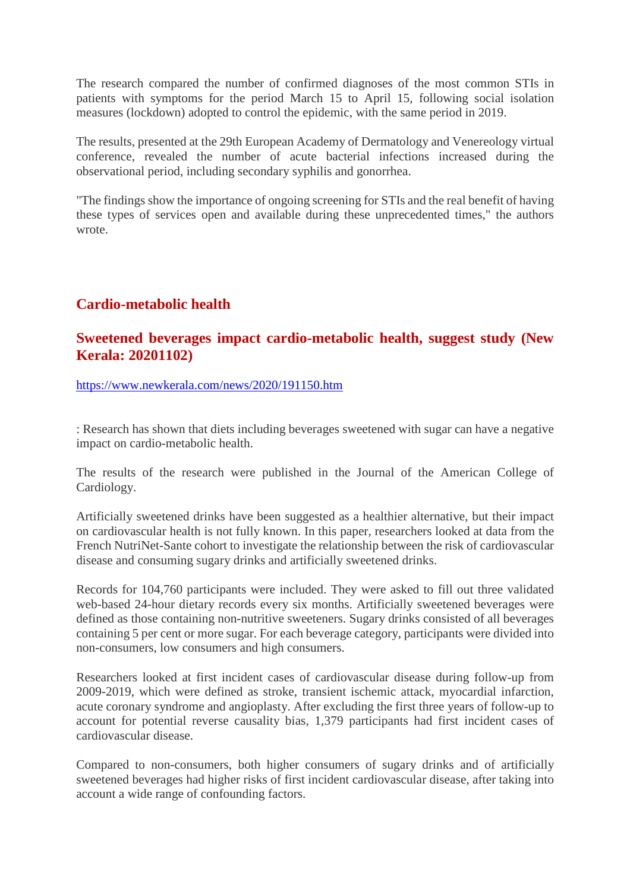The research compared the number of confirmed diagnoses of the most common STIs in patients with symptoms for the period March 15 to April 15, following social isolation measures (lockdown) adopted to control the epidemic, with the same period in 2019.

The results, presented at the 29th European Academy of Dermatology and Venereology virtual conference, revealed the number of acute bacterial infections increased during the observational period, including secondary syphilis and gonorrhea.

"The findings show the importance of ongoing screening for STIs and the real benefit of having these types of services open and available during these unprecedented times," the authors wrote.

## Cardio-metabolic health

### Sweetened beverages impact cardio-metabolic health, suggest study (New Kerala: 20201102)

https://www.newkerala.com/news/2020/191150.htm

: Research has shown that diets including beverages sweetened with sugar can have a negative impact on cardio-metabolic health.

The results of the research were published in the Journal of the American College of Cardiology.

Artificially sweetened drinks have been suggested as a healthier alternative, but their impact on cardiovascular health is not fully known. In this paper, researchers looked at data from the French NutriNet-Sante cohort to investigate the relationship between the risk of cardiovascular disease and consuming sugary drinks and artificially sweetened drinks.

Records for 104,760 participants were included. They were asked to fill out three validated web-based 24-hour dietary records every six months. Artificially sweetened beverages were defined as those containing non-nutritive sweeteners. Sugary drinks consisted of all beverages containing 5 per cent or more sugar. For each beverage category, participants were divided into non-consumers, low consumers and high consumers.

Researchers looked at first incident cases of cardiovascular disease during follow-up from 2009-2019, which were defined as stroke, transient ischemic attack, myocardial infarction, acute coronary syndrome and angioplasty. After excluding the first three years of follow-up to account for potential reverse causality bias, 1,379 participants had first incident cases of cardiovascular disease.

Compared to non-consumers, both higher consumers of sugary drinks and of artificially sweetened beverages had higher risks of first incident cardiovascular disease, after taking into account a wide range of confounding factors.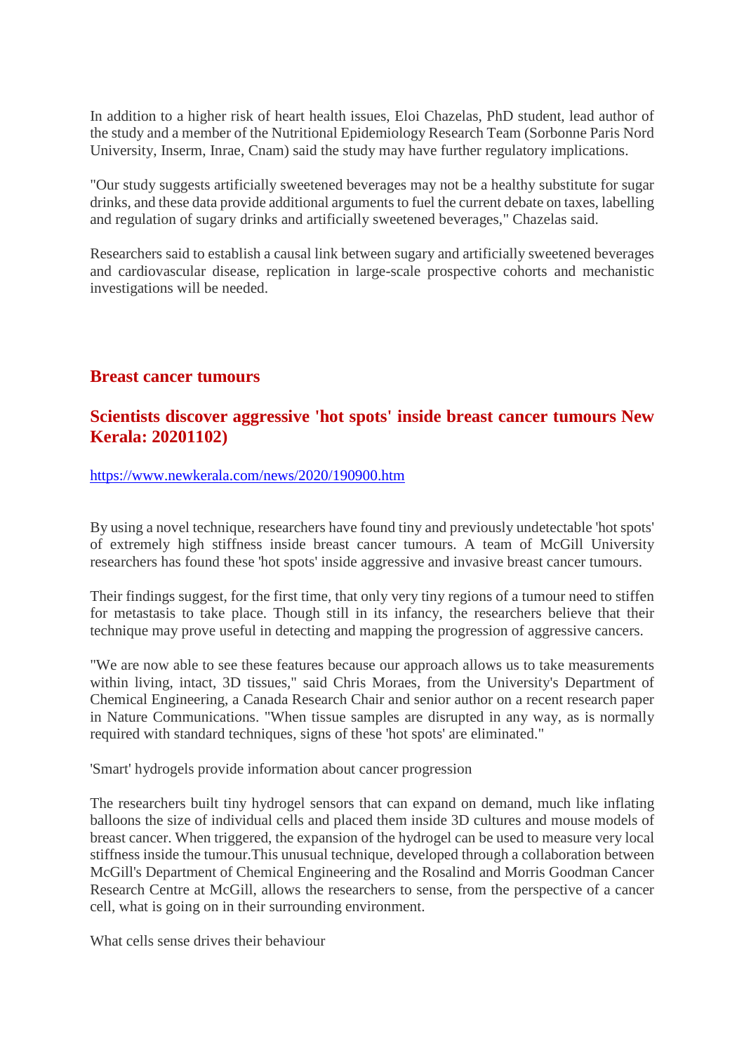In addition to a higher risk of heart health issues, Eloi Chazelas, PhD student, lead author of the study and a member of the Nutritional Epidemiology Research Team (Sorbonne Paris Nord University, Inserm, Inrae, Cnam) said the study may have further regulatory implications.

"Our study suggests artificially sweetened beverages may not be a healthy substitute for sugar drinks, and these data provide additional arguments to fuel the current debate on taxes, labelling and regulation of sugary drinks and artificially sweetened beverages," Chazelas said.

Researchers said to establish a causal link between sugary and artificially sweetened beverages and cardiovascular disease, replication in large-scale prospective cohorts and mechanistic investigations will be needed.

## Breast cancer tumours

## Scientists discover aggressive 'hot spots' inside breast cancer tumours New Kerala: 20201102)

https://www.newkerala.com/news/2020/190900.htm

By using a novel technique, researchers have found tiny and previously undetectable 'hot spots' of extremely high stiffness inside breast cancer tumours. A team of McGill University researchers has found these 'hot spots' inside aggressive and invasive breast cancer tumours.

Their findings suggest, for the first time, that only very tiny regions of a tumour need to stiffen for metastasis to take place. Though still in its infancy, the researchers believe that their technique may prove useful in detecting and mapping the progression of aggressive cancers.

"We are now able to see these features because our approach allows us to take measurements within living, intact, 3D tissues," said Chris Moraes, from the University's Department of Chemical Engineering, a Canada Research Chair and senior author on a recent research paper in Nature Communications. "When tissue samples are disrupted in any way, as is normally required with standard techniques, signs of these 'hot spots' are eliminated."

'Smart' hydrogels provide information about cancer progression

The researchers built tiny hydrogel sensors that can expand on demand, much like inflating balloons the size of individual cells and placed them inside 3D cultures and mouse models of breast cancer. When triggered, the expansion of the hydrogel can be used to measure very local stiffness inside the tumour.This unusual technique, developed through a collaboration between McGill's Department of Chemical Engineering and the Rosalind and Morris Goodman Cancer Research Centre at McGill, allows the researchers to sense, from the perspective of a cancer cell, what is going on in their surrounding environment.

What cells sense drives their behaviour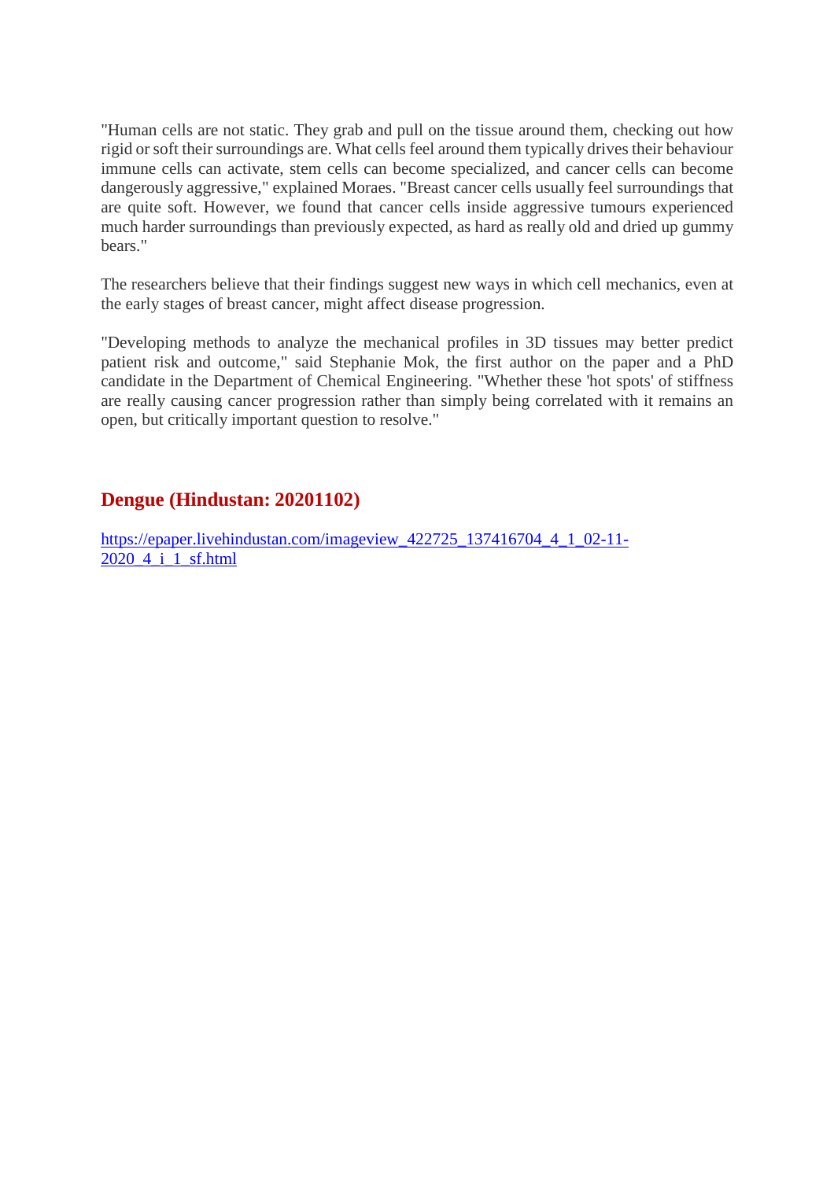"Human cells are not static. They grab and pull on the tissue around them, checking out how rigid or soft their surroundings are. What cells feel around them typically drives their behaviour immune cells can activate, stem cells can become specialized, and cancer cells can become dangerously aggressive," explained Moraes. "Breast cancer cells usually feel surroundings that are quite soft. However, we found that cancer cells inside aggressive tumours experienced much harder surroundings than previously expected, as hard as really old and dried up gummy bears."

The researchers believe that their findings suggest new ways in which cell mechanics, even at the early stages of breast cancer, might affect disease progression.

"Developing methods to analyze the mechanical profiles in 3D tissues may better predict patient risk and outcome," said Stephanie Mok, the first author on the paper and a PhD candidate in the Department of Chemical Engineering. "Whether these 'hot spots' of stiffness are really causing cancer progression rather than simply being correlated with it remains an open, but critically important question to resolve."

## Dengue (Hindustan: 20201102)

[https://epaper.livehindustan.com/imageview_422725_137416704_4_1_02-11-2020_4_i_1_sf.html](https://epaper.livehindustan.com/imageview_422725_137416704_4_1_02-11-2020_4_i_1_sf.html)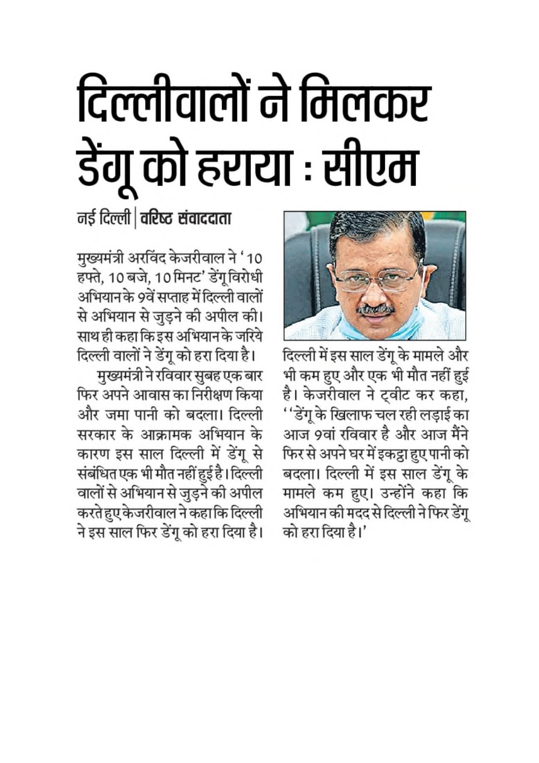# दिल्लीवालों ने मिलकर डेंगू को हराया : सीएम

नई दिल्ली | **वरिष्ठ संवाददाता**

मुख्यमंत्री अरविंद केजरीवाल ने '10 हफ्ते, 10 बजे, 10 मिनट' डेंगू विरोधी अभियान के 9वें सप्ताह में दिल्ली वालों से अभियान से जुड़ने की अपील की। साथ ही कहा कि इस अभियान के जरिये दिल्ली वालों ने डेंगू को हरा दिया है।

मुख्यमंत्री ने रविवार सुबह एक बार फिर अपने आवास का निरीक्षण किया और जमा पानी को बदला। दिल्ली सरकार के आक्रामक अभियान के कारण इस साल दिल्ली में डेंगू से संबंधित एक भी मौत नहीं हुई है। दिल्ली वालों से अभियान से जुड़ने की अपील करते हुए केजरीवाल ने कहा कि दिल्ली ने इस साल फिर डेंगू को हरा दिया है।

दिल्ली में इस साल डेंगू के मामले और भी कम हुए और एक भी मौत नहीं हुई है। केजरीवाल ने ट्वीट कर कहा, ''डेंगू के खिलाफ चल रही लड़ाई का आज 9वां रविवार है और आज मैंने फिर से अपने घर में इकट्ठा हुए पानी को बदला। दिल्ली में इस साल डेंगू के मामले कम हुए। उन्होंने कहा कि अभियान की मदद से दिल्ली ने फिर डेंगू को हरा दिया है।'